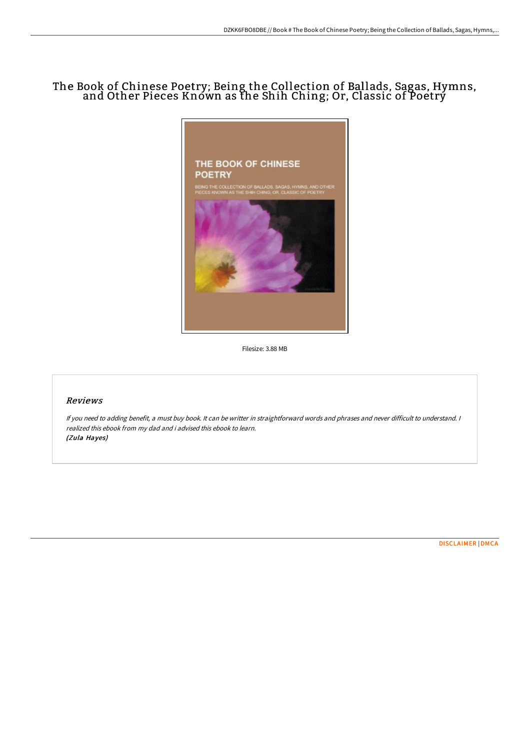# The Book of Chinese Poetry; Being the Collection of Ballads, Sagas, Hymns, and Other Pieces Known as the Shih Ching; Or, Classic of Poetry

Filesize: 3.88 MB

## Reviews

*If you need to adding benefit, a must buy book. It can be writter in straightforward words and phrases and never difficult to understand. I realized this ebook from my dad and i advised this ebook to learn.*
*(Zula Hayes)*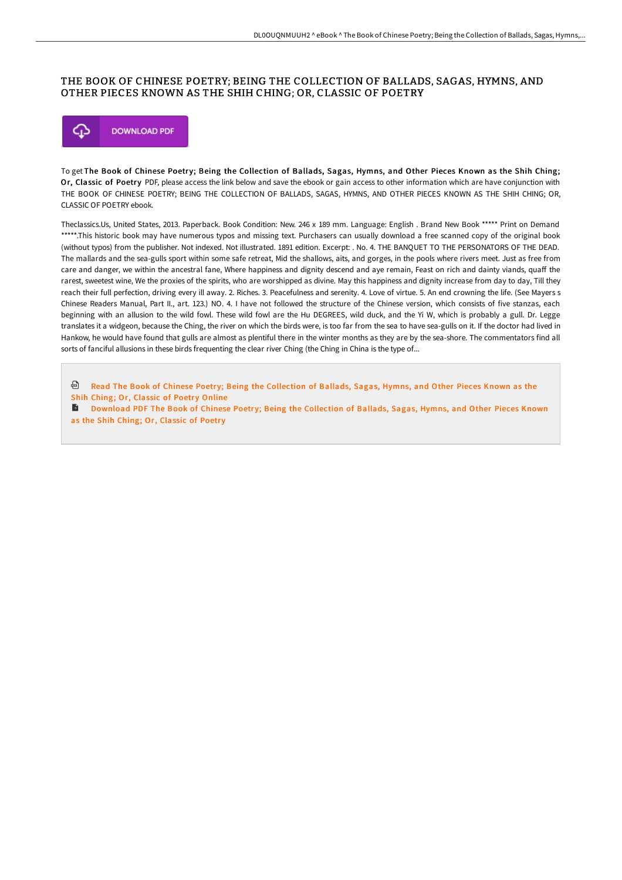# THE BOOK OF CHINESE POETRY; BEING THE COLLECTION OF BALLADS, SAGAS, HYMNS, AND OTHER PIECES KNOWN AS THE SHIH CHING; OR, CLASSIC OF POETRY

DOWNLOAD PDF

To get **The Book of Chinese Poetry; Being the Collection of Ballads, Sagas, Hymns, and Other Pieces Known as the Shih Ching; Or, Classic of Poetry** PDF, please access the link below and save the ebook or gain access to other information which are have conjunction with THE BOOK OF CHINESE POETRY; BEING THE COLLECTION OF BALLADS, SAGAS, HYMNS, AND OTHER PIECES KNOWN AS THE SHIH CHING; OR, CLASSIC OF POETRY ebook.

Theclassics.Us, United States, 2013. Paperback. Book Condition: New. 246 x 189 mm. Language: English . Brand New Book ***** Print on Demand *****.This historic book may have numerous typos and missing text. Purchasers can usually download a free scanned copy of the original book (without typos) from the publisher. Not indexed. Not illustrated. 1891 edition. Excerpt: . No. 4. THE BANQUET TO THE PERSONATORS OF THE DEAD. The mallards and the sea-gulls sport within some safe retreat, Mid the shallows, aits, and gorges, in the pools where rivers meet. Just as free from care and danger, we within the ancestral fane, Where happiness and dignity descend and aye remain, Feast on rich and dainty viands, quaff the rarest, sweetest wine, We the proxies of the spirits, who are worshipped as divine. May this happiness and dignity increase from day to day, Till they reach their full perfection, driving every ill away. 2. Riches. 3. Peacefulness and serenity. 4. Love of virtue. 5. An end crowning the life. (See Mayers s Chinese Readers Manual, Part II., art. 123.) NO. 4. I have not followed the structure of the Chinese version, which consists of five stanzas, each beginning with an allusion to the wild fowl. These wild fowl are the Hu DEGREES, wild duck, and the Yi W, which is probably a gull. Dr. Legge translates it a widgeon, because the Ching, the river on which the birds were, is too far from the sea to have sea-gulls on it. If the doctor had lived in Hankow, he would have found that gulls are almost as plentiful there in the winter months as they are by the sea-shore. The commentators find all sorts of fanciful allusions in these birds frequenting the clear river Ching (the Ching in China is the type of...

Read The Book of Chinese Poetry; Being the Collection of Ballads, Sagas, Hymns, and Other Pieces Known as the Shih Ching; Or, Classic of Poetry Online

Download PDF The Book of Chinese Poetry; Being the Collection of Ballads, Sagas, Hymns, and Other Pieces Known as the Shih Ching; Or, Classic of Poetry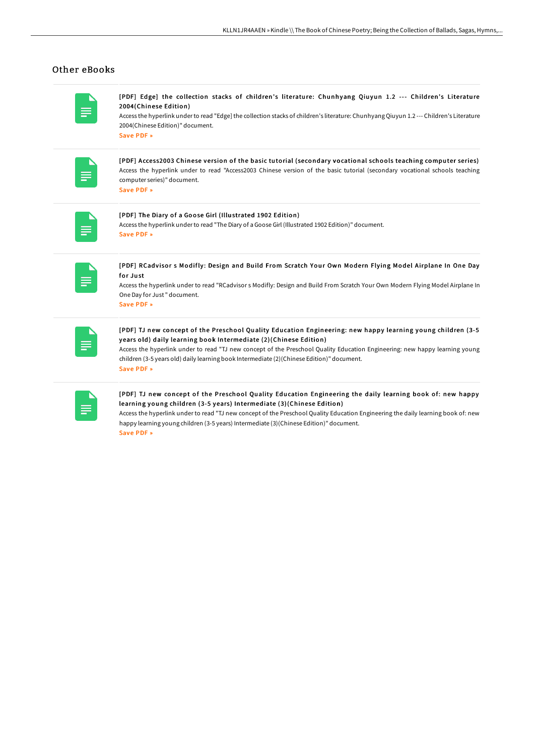## Other eBooks

**[PDF] Edge] the collection stacks of children's literature: Chunhyang Qiuyun 1.2 --- Children's Literature 2004(Chinese Edition)**

Access the hyperlink under to read "Edge] the collection stacks of children's literature: Chunhyang Qiuyun 1.2 --- Children's Literature 2004(Chinese Edition)" document.

Save PDF »

**[PDF] Access2003 Chinese version of the basic tutorial (secondary vocational schools teaching computer series)**

Access the hyperlink under to read "Access2003 Chinese version of the basic tutorial (secondary vocational schools teaching computer series)" document.

Save PDF »

**[PDF] The Diary of a Goose Girl (Illustrated 1902 Edition)**

Access the hyperlink under to read "The Diary of a Goose Girl (Illustrated 1902 Edition)" document.

Save PDF »

**[PDF] RCadvisor s Modifly: Design and Build From Scratch Your Own Modern Flying Model Airplane In One Day for Just**

Access the hyperlink under to read "RCadvisor s Modifly: Design and Build From Scratch Your Own Modern Flying Model Airplane In One Day for Just " document.

Save PDF »

**[PDF] TJ new concept of the Preschool Quality Education Engineering: new happy learning young children (3-5 years old) daily learning book Intermediate (2)(Chinese Edition)**

Access the hyperlink under to read "TJ new concept of the Preschool Quality Education Engineering: new happy learning young children (3-5 years old) daily learning book Intermediate (2)(Chinese Edition)" document.

Save PDF »

**[PDF] TJ new concept of the Preschool Quality Education Engineering the daily learning book of: new happy learning young children (3-5 years) Intermediate (3)(Chinese Edition)**

Access the hyperlink under to read "TJ new concept of the Preschool Quality Education Engineering the daily learning book of: new happy learning young children (3-5 years) Intermediate (3)(Chinese Edition)" document.

Save PDF »